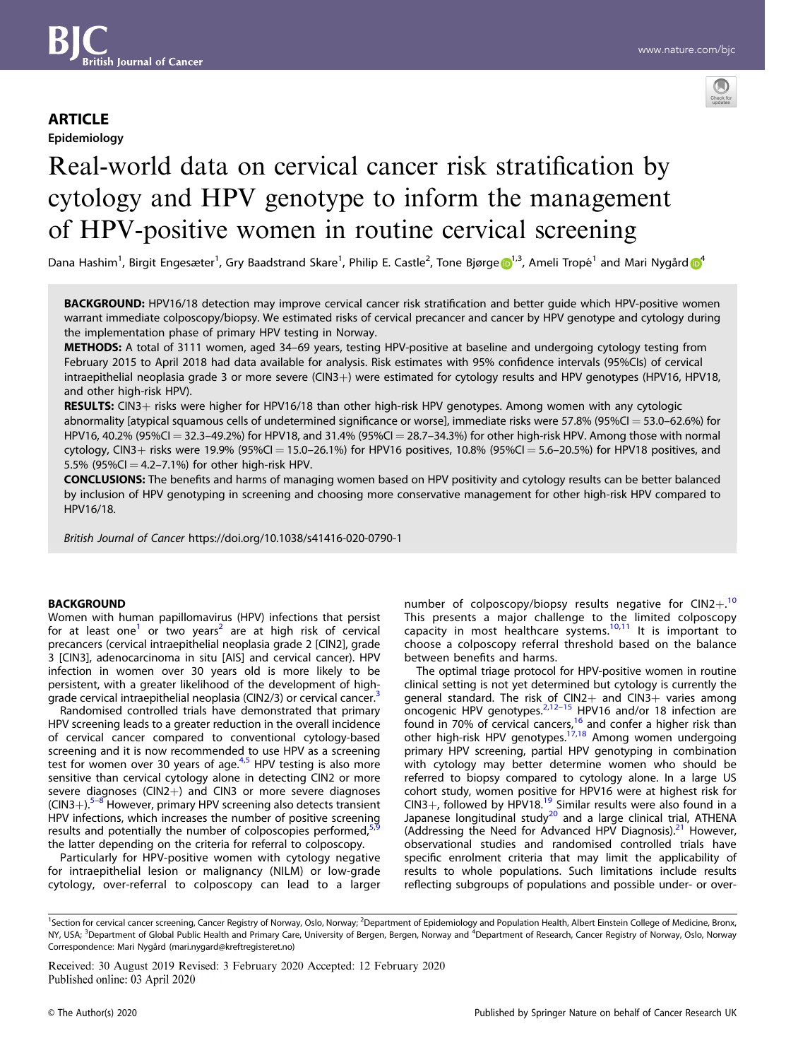ARTICLE

Epidemiology

# Real-world data on cervical cancer risk stratification by cytology and HPV genotype to inform the management of HPV-positive women in routine cervical screening

Dana Hashim[1], Birgit Engesæter[1], Gry Baadstrand Skare[1], Philip E. Castle[2], Tone Bjørge[1,3], Ameli Tropé[1] and Mari Nygård[4]

**BACKGROUND:** HPV16/18 detection may improve cervical cancer risk stratification and better guide which HPV-positive women warrant immediate colposcopy/biopsy. We estimated risks of cervical precancer and cancer by HPV genotype and cytology during the implementation phase of primary HPV testing in Norway.

**METHODS:** A total of 3111 women, aged 34–69 years, testing HPV-positive at baseline and undergoing cytology testing from February 2015 to April 2018 had data available for analysis. Risk estimates with 95% confidence intervals (95%CIs) of cervical intraepithelial neoplasia grade 3 or more severe (CIN3+) were estimated for cytology results and HPV genotypes (HPV16, HPV18, and other high-risk HPV).

**RESULTS:** CIN3+ risks were higher for HPV16/18 than other high-risk HPV genotypes. Among women with any cytologic abnormality [atypical squamous cells of undetermined significance or worse], immediate risks were 57.8% (95%CI = 53.0–62.6%) for HPV16, 40.2% (95%CI = 32.3–49.2%) for HPV18, and 31.4% (95%CI = 28.7–34.3%) for other high-risk HPV. Among those with normal cytology, CIN3+ risks were 19.9% (95%CI = 15.0–26.1%) for HPV16 positives, 10.8% (95%CI = 5.6–20.5%) for HPV18 positives, and 5.5% (95%CI = 4.2–7.1%) for other high-risk HPV.

**CONCLUSIONS:** The benefits and harms of managing women based on HPV positivity and cytology results can be better balanced by inclusion of HPV genotyping in screening and choosing more conservative management for other high-risk HPV compared to HPV16/18.

*British Journal of Cancer* https://doi.org/10.1038/s41416-020-0790-1

## BACKGROUND

Women with human papillomavirus (HPV) infections that persist for at least one[1] or two years[2] are at high risk of cervical precancers (cervical intraepithelial neoplasia grade 2 [CIN2], grade 3 [CIN3], adenocarcinoma in situ [AIS] and cervical cancer). HPV infection in women over 30 years old is more likely to be persistent, with a greater likelihood of the development of high-grade cervical intraepithelial neoplasia (CIN2/3) or cervical cancer.[3]

Randomised controlled trials have demonstrated that primary HPV screening leads to a greater reduction in the overall incidence of cervical cancer compared to conventional cytology-based screening and it is now recommended to use HPV as a screening test for women over 30 years of age.[4,5] HPV testing is also more sensitive than cervical cytology alone in detecting CIN2 or more severe diagnoses (CIN2+) and CIN3 or more severe diagnoses (CIN3+).[5–8] However, primary HPV screening also detects transient HPV infections, which increases the number of positive screening results and potentially the number of colposcopies performed,[5,9] the latter depending on the criteria for referral to colposcopy.

Particularly for HPV-positive women with cytology negative for intraepithelial lesion or malignancy (NILM) or low-grade cytology, over-referral to colposcopy can lead to a larger number of colposcopy/biopsy results negative for CIN2+.[10] This presents a major challenge to the limited colposcopy capacity in most healthcare systems.[10,11] It is important to choose a colposcopy referral threshold based on the balance between benefits and harms.

The optimal triage protocol for HPV-positive women in routine clinical setting is not yet determined but cytology is currently the general standard. The risk of CIN2+ and CIN3+ varies among oncogenic HPV genotypes.[2,12–15] HPV16 and/or 18 infection are found in 70% of cervical cancers,[16] and confer a higher risk than other high-risk HPV genotypes.[17,18] Among women undergoing primary HPV screening, partial HPV genotyping in combination with cytology may better determine women who should be referred to biopsy compared to cytology alone. In a large US cohort study, women positive for HPV16 were at highest risk for CIN3+, followed by HPV18.[19] Similar results were also found in a Japanese longitudinal study[20] and a large clinical trial, ATHENA (Addressing the Need for Advanced HPV Diagnosis).[21] However, observational studies and randomised controlled trials have specific enrolment criteria that may limit the applicability of results to whole populations. Such limitations include results reflecting subgroups of populations and possible under- or over-

---

[1]Section for cervical cancer screening, Cancer Registry of Norway, Oslo, Norway; [2]Department of Epidemiology and Population Health, Albert Einstein College of Medicine, Bronx, NY, USA; [3]Department of Global Public Health and Primary Care, University of Bergen, Bergen, Norway and [4]Department of Research, Cancer Registry of Norway, Oslo, Norway
Correspondence: Mari Nygård (mari.nygard@kreftregisteret.no)

Received: 30 August 2019 Revised: 3 February 2020 Accepted: 12 February 2020
Published online: 03 April 2020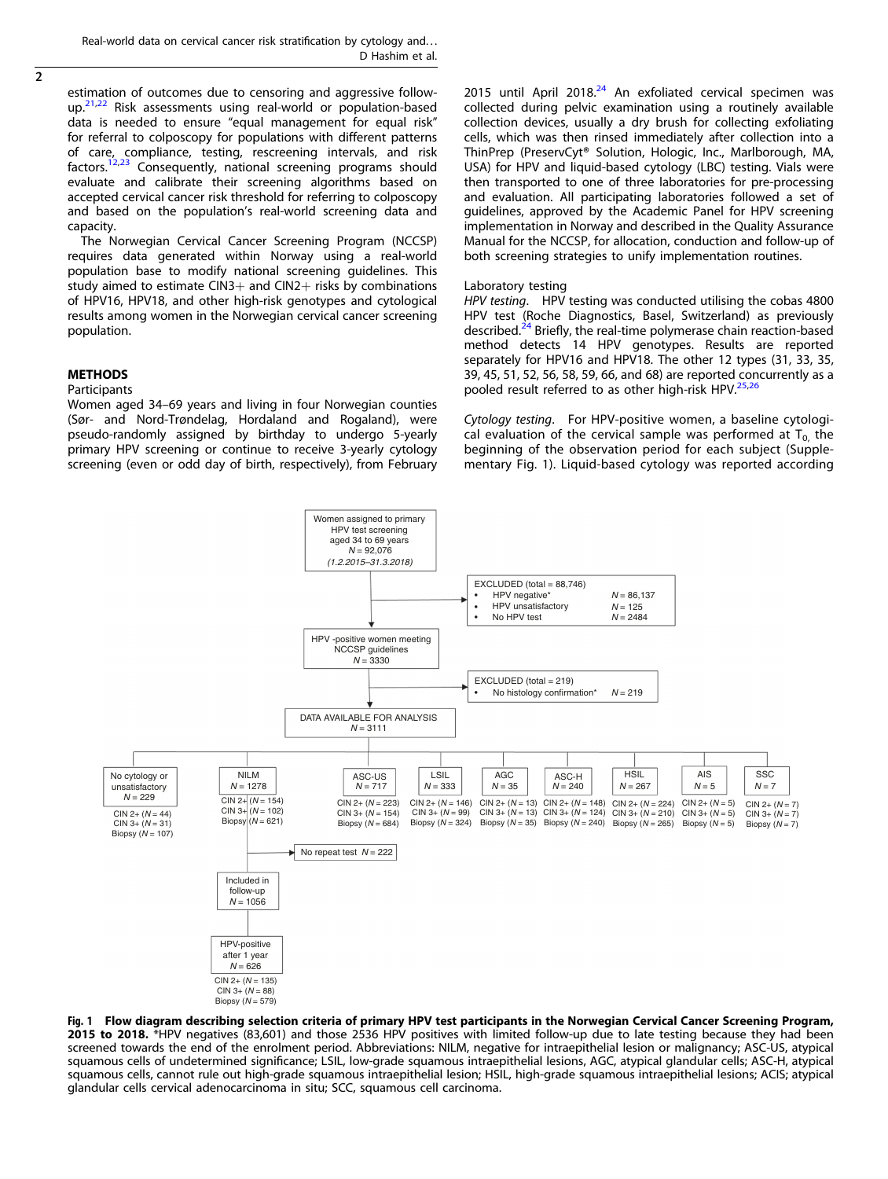estimation of outcomes due to censoring and aggressive follow-up.[21,22] Risk assessments using real-world or population-based data is needed to ensure "equal management for equal risk" for referral to colposcopy for populations with different patterns of care, compliance, testing, rescreening intervals, and risk factors.[12,23] Consequently, national screening programs should evaluate and calibrate their screening algorithms based on accepted cervical cancer risk threshold for referring to colposcopy and based on the population's real-world screening data and capacity.

The Norwegian Cervical Cancer Screening Program (NCCSP) requires data generated within Norway using a real-world population base to modify national screening guidelines. This study aimed to estimate CIN3+ and CIN2+ risks by combinations of HPV16, HPV18, and other high-risk genotypes and cytological results among women in the Norwegian cervical cancer screening population.

## METHODS

### Participants

Women aged 34–69 years and living in four Norwegian counties (Sør- and Nord-Trøndelag, Hordaland and Rogaland), were pseudo-randomly assigned by birthday to undergo 5-yearly primary HPV screening or continue to receive 3-yearly cytology screening (even or odd day of birth, respectively), from February 2015 until April 2018.[24] An exfoliated cervical specimen was collected during pelvic examination using a routinely available collection devices, usually a dry brush for collecting exfoliating cells, which was then rinsed immediately after collection into a ThinPrep (PreservCyt® Solution, Hologic, Inc., Marlborough, MA, USA) for HPV and liquid-based cytology (LBC) testing. Vials were then transported to one of three laboratories for pre-processing and evaluation. All participating laboratories followed a set of guidelines, approved by the Academic Panel for HPV screening implementation in Norway and described in the Quality Assurance Manual for the NCCSP, for allocation, conduction and follow-up of both screening strategies to unify implementation routines.

### Laboratory testing

*HPV testing*. HPV testing was conducted utilising the cobas 4800 HPV test (Roche Diagnostics, Basel, Switzerland) as previously described.[24] Briefly, the real-time polymerase chain reaction-based method detects 14 HPV genotypes. Results are reported separately for HPV16 and HPV18. The other 12 types (31, 33, 35, 39, 45, 51, 52, 56, 58, 59, 66, and 68) are reported concurrently as a pooled result referred to as other high-risk HPV.[25,26]

*Cytology testing*. For HPV-positive women, a baseline cytological evaluation of the cervical sample was performed at $T_0$, the beginning of the observation period for each subject (Supplementary Fig. 1). Liquid-based cytology was reported according

Women assigned to primary HPV test screening aged 34 to 69 years N = 92,076 (1.2.2015–31.3.2018)

EXCLUDED (total = 88,746)
- HPV negative* N = 86,137
- HPV unsatisfactory N = 125
- No HPV test N = 2484

HPV-positive women meeting NCCSP guidelines N = 3330

EXCLUDED (total = 219)
- No histology confirmation* N = 219

DATA AVAILABLE FOR ANALYSIS N = 3111

| Category | N | CIN 2+ | CIN 3+ | Biopsy |
|---|---|---|---|---|
| No cytology or unsatisfactory | 229 | 44 | 31 | 107 |
| NILM | 1278 | 154 | 102 | 621 |
| ASC-US | 717 | 223 | 154 | 684 |
| LSIL | 333 | 146 | 99 | 324 |
| AGC | 35 | 13 | 13 | 35 |
| ASC-H | 240 | 148 | 124 | 240 |
| HSIL | 267 | 224 | 210 | 265 |
| AIS | 5 | 5 | 5 | 5 |
| SSC | 7 | 7 | 7 | 7 |

NILM → No repeat test N = 222; Included in follow-up N = 1056 → HPV-positive after 1 year N = 626 (CIN 2+ (N = 135), CIN 3+ (N = 88), Biopsy (N = 579))

**Fig. 1 Flow diagram describing selection criteria of primary HPV test participants in the Norwegian Cervical Cancer Screening Program, 2015 to 2018.** *HPV negatives (83,601) and those 2536 HPV positives with limited follow-up due to late testing because they had been screened towards the end of the enrolment period. Abbreviations: NILM, negative for intraepithelial lesion or malignancy; ASC-US, atypical squamous cells of undetermined significance; LSIL, low-grade squamous intraepithelial lesions, AGC, atypical glandular cells; ASC-H, atypical squamous cells, cannot rule out high-grade squamous intraepithelial lesion; HSIL, high-grade squamous intraepithelial lesions; ACIS; atypical glandular cells cervical adenocarcinoma in situ; SCC, squamous cell carcinoma.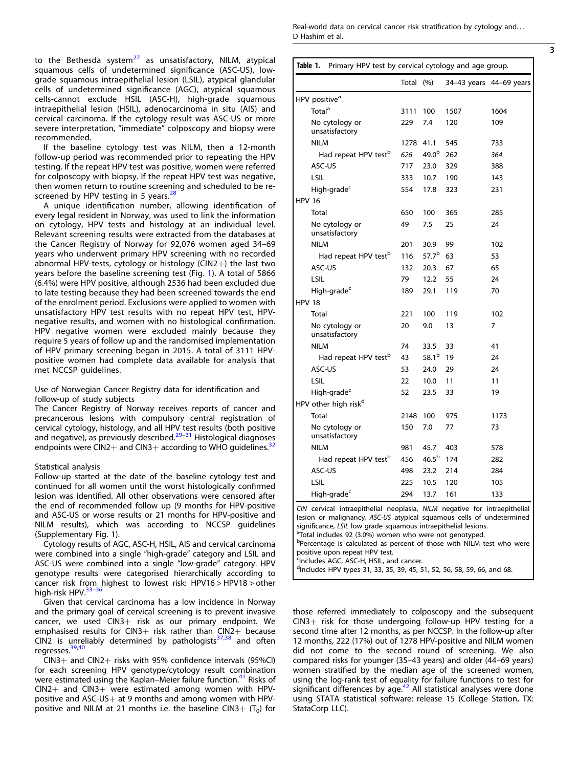to the Bethesda system[27] as unsatisfactory, NILM, atypical squamous cells of undetermined significance (ASC-US), low-grade squamous intraepithelial lesion (LSIL), atypical glandular cells of undetermined significance (AGC), atypical squamous cells-cannot exclude HSIL (ASC-H), high-grade squamous intraepithelial lesion (HSIL), adenocarcinoma in situ (AIS) and cervical carcinoma. If the cytology result was ASC-US or more severe interpretation, "immediate" colposcopy and biopsy were recommended.

If the baseline cytology test was NILM, then a 12-month follow-up period was recommended prior to repeating the HPV testing. If the repeat HPV test was positive, women were referred for colposcopy with biopsy. If the repeat HPV test was negative, then women return to routine screening and scheduled to be re-screened by HPV testing in 5 years.[28]

A unique identification number, allowing identification of every legal resident in Norway, was used to link the information on cytology, HPV tests and histology at an individual level. Relevant screening results were extracted from the databases at the Cancer Registry of Norway for 92,076 women aged 34–69 years who underwent primary HPV screening with no recorded abnormal HPV-tests, cytology or histology (CIN2+) the last two years before the baseline screening test (Fig. 1). A total of 5866 (6.4%) were HPV positive, although 2536 had been excluded due to late testing because they had been screened towards the end of the enrolment period. Exclusions were applied to women with unsatisfactory HPV test results with no repeat HPV test, HPV-negative results, and women with no histological confirmation. HPV negative women were excluded mainly because they require 5 years of follow up and the randomised implementation of HPV primary screening began in 2015. A total of 3111 HPV-positive women had complete data available for analysis that met NCCSP guidelines.

### Use of Norwegian Cancer Registry data for identification and follow-up of study subjects

The Cancer Registry of Norway receives reports of cancer and precancerous lesions with compulsory central registration of cervical cytology, histology, and all HPV test results (both positive and negative), as previously described.[29–31] Histological diagnoses endpoints were CIN2+ and CIN3+ according to WHO guidelines.[32]

### Statistical analysis

Follow-up started at the date of the baseline cytology test and continued for all women until the worst histologically confirmed lesion was identified. All other observations were censored after the end of recommended follow up (9 months for HPV-positive and ASC-US or worse results or 21 months for HPV-positive and NILM results), which was according to NCCSP guidelines (Supplementary Fig. 1).

Cytology results of AGC, ASC-H, HSIL, AIS and cervical carcinoma were combined into a single "high-grade" category and LSIL and ASC-US were combined into a single "low-grade" category. HPV genotype results were categorised hierarchically according to cancer risk from highest to lowest risk: HPV16 > HPV18 > other high-risk HPV.[33–36]

Given that cervical carcinoma has a low incidence in Norway and the primary goal of cervical screening is to prevent invasive cancer, we used CIN3+ risk as our primary endpoint. We emphasised results for CIN3+ risk rather than CIN2+ because CIN2 is unreliably determined by pathologists[37,38] and often regresses.[39,40]

CIN3+ and CIN2+ risks with 95% confidence intervals (95%CI) for each screening HPV genotype/cytology result combination were estimated using the Kaplan–Meier failure function.[41] Risks of CIN2+ and CIN3+ were estimated among women with HPV-positive and ASC-US+ at 9 months and among women with HPV-positive and NILM at 21 months i.e. the baseline CIN3+ ($T_0$) for those referred immediately to colposcopy and the subsequent CIN3+ risk for those undergoing follow-up HPV testing for a second time after 12 months, as per NCCSP. In the follow-up after 12 months, 222 (17%) out of 1278 HPV-positive and NILM women did not come to the second round of screening. We also compared risks for younger (35–43 years) and older (44–69 years) women stratified by the median age of the screened women, using the log-rank test of equality for failure functions to test for significant differences by age.[42] All statistical analyses were done using STATA statistical software: release 15 (College Station, TX: StataCorp LLC).

**Table 1.** Primary HPV test by cervical cytology and age group.

| | Total | (%) | 34–43 years | 44–69 years |
|---|---|---|---|---|
| HPV positive[a] | | | | |
| Total[a] | 3111 | 100 | 1507 | 1604 |
| No cytology or unsatisfactory | 229 | 7.4 | 120 | 109 |
| NILM | 1278 | 41.1 | 545 | 733 |
| Had repeat HPV test[b] | 626 | 49.0[b] | 262 | 364 |
| ASC-US | 717 | 23.0 | 329 | 388 |
| LSIL | 333 | 10.7 | 190 | 143 |
| High-grade[c] | 554 | 17.8 | 323 | 231 |
| HPV 16 | | | | |
| Total | 650 | 100 | 365 | 285 |
| No cytology or unsatisfactory | 49 | 7.5 | 25 | 24 |
| NILM | 201 | 30.9 | 99 | 102 |
| Had repeat HPV test[b] | 116 | 57.7[b] | 63 | 53 |
| ASC-US | 132 | 20.3 | 67 | 65 |
| LSIL | 79 | 12.2 | 55 | 24 |
| High-grade[c] | 189 | 29.1 | 119 | 70 |
| HPV 18 | | | | |
| Total | 221 | 100 | 119 | 102 |
| No cytology or unsatisfactory | 20 | 9.0 | 13 | 7 |
| NILM | 74 | 33.5 | 33 | 41 |
| Had repeat HPV test[b] | 43 | 58.1[b] | 19 | 24 |
| ASC-US | 53 | 24.0 | 29 | 24 |
| LSIL | 22 | 10.0 | 11 | 11 |
| High-grade[c] | 52 | 23.5 | 33 | 19 |
| HPV other high risk[d] | | | | |
| Total | 2148 | 100 | 975 | 1173 |
| No cytology or unsatisfactory | 150 | 7.0 | 77 | 73 |
| NILM | 981 | 45.7 | 403 | 578 |
| Had repeat HPV test[b] | 456 | 46.5[b] | 174 | 282 |
| ASC-US | 498 | 23.2 | 214 | 284 |
| LSIL | 225 | 10.5 | 120 | 105 |
| High-grade[c] | 294 | 13.7 | 161 | 133 |

*CIN* cervical intraepithelial neoplasia, *NILM* negative for intraepithelial lesion or malignancy, *ASC-US* atypical squamous cells of undetermined significance, *LSIL* low grade squamous intraepithelial lesions.

[a]Total includes 92 (3.0%) women who were not genotyped.

[b]Percentage is calculated as percent of those with NILM test who were positive upon repeat HPV test.

[c]Includes AGC, ASC-H, HSIL, and cancer.

[d]Includes HPV types 31, 33, 35, 39, 45, 51, 52, 56, 58, 59, 66, and 68.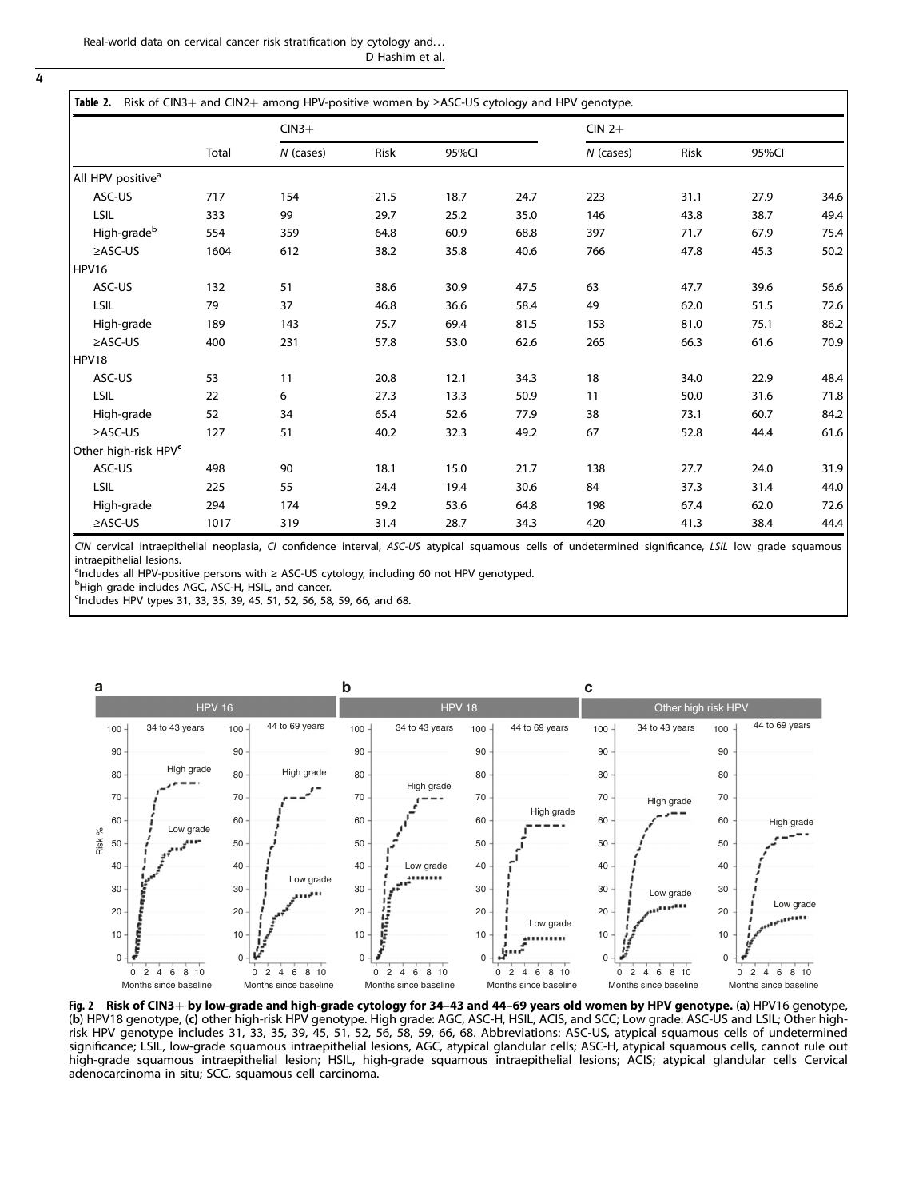**Table 2.** Risk of CIN3+ and CIN2+ among HPV-positive women by ≥ASC-US cytology and HPV genotype.

| | Total | CIN3+ | | | | CIN 2+ | | | |
|---|---|---|---|---|---|---|---|---|---|
| | | *N* (cases) | Risk | 95%CI | | *N* (cases) | Risk | 95%CI | |
| All HPV positive[a] | | | | | | | | | |
| ASC-US | 717 | 154 | 21.5 | 18.7 | 24.7 | 223 | 31.1 | 27.9 | 34.6 |
| LSIL | 333 | 99 | 29.7 | 25.2 | 35.0 | 146 | 43.8 | 38.7 | 49.4 |
| High-grade[b] | 554 | 359 | 64.8 | 60.9 | 68.8 | 397 | 71.7 | 67.9 | 75.4 |
| ≥ASC-US | 1604 | 612 | 38.2 | 35.8 | 40.6 | 766 | 47.8 | 45.3 | 50.2 |
| HPV16 | | | | | | | | | |
| ASC-US | 132 | 51 | 38.6 | 30.9 | 47.5 | 63 | 47.7 | 39.6 | 56.6 |
| LSIL | 79 | 37 | 46.8 | 36.6 | 58.4 | 49 | 62.0 | 51.5 | 72.6 |
| High-grade | 189 | 143 | 75.7 | 69.4 | 81.5 | 153 | 81.0 | 75.1 | 86.2 |
| ≥ASC-US | 400 | 231 | 57.8 | 53.0 | 62.6 | 265 | 66.3 | 61.6 | 70.9 |
| HPV18 | | | | | | | | | |
| ASC-US | 53 | 11 | 20.8 | 12.1 | 34.3 | 18 | 34.0 | 22.9 | 48.4 |
| LSIL | 22 | 6 | 27.3 | 13.3 | 50.9 | 11 | 50.0 | 31.6 | 71.8 |
| High-grade | 52 | 34 | 65.4 | 52.6 | 77.9 | 38 | 73.1 | 60.7 | 84.2 |
| ≥ASC-US | 127 | 51 | 40.2 | 32.3 | 49.2 | 67 | 52.8 | 44.4 | 61.6 |
| Other high-risk HPV[c] | | | | | | | | | |
| ASC-US | 498 | 90 | 18.1 | 15.0 | 21.7 | 138 | 27.7 | 24.0 | 31.9 |
| LSIL | 225 | 55 | 24.4 | 19.4 | 30.6 | 84 | 37.3 | 31.4 | 44.0 |
| High-grade | 294 | 174 | 59.2 | 53.6 | 64.8 | 198 | 67.4 | 62.0 | 72.6 |
| ≥ASC-US | 1017 | 319 | 31.4 | 28.7 | 34.3 | 420 | 41.3 | 38.4 | 44.4 |

*CIN* cervical intraepithelial neoplasia, *CI* confidence interval, *ASC-US* atypical squamous cells of undetermined significance, *LSIL* low grade squamous intraepithelial lesions.

[a]Includes all HPV-positive persons with ≥ ASC-US cytology, including 60 not HPV genotyped.

[b]High grade includes AGC, ASC-H, HSIL, and cancer.

[c]Includes HPV types 31, 33, 35, 39, 45, 51, 52, 56, 58, 59, 66, and 68.

**Fig. 2 Risk of CIN3+ by low-grade and high-grade cytology for 34–43 and 44–69 years old women by HPV genotype.** (**a**) HPV16 genotype, (**b**) HPV18 genotype, (**c**) other high-risk HPV genotype. High grade: AGC, ASC-H, HSIL, ACIS, and SCC; Low grade: ASC-US and LSIL; Other high-risk HPV genotype includes 31, 33, 35, 39, 45, 51, 52, 56, 58, 59, 66, 68. Abbreviations: ASC-US, atypical squamous cells of undetermined significance; LSIL, low-grade squamous intraepithelial lesions, AGC, atypical glandular cells; ASC-H, atypical squamous cells, cannot rule out high-grade squamous intraepithelial lesion; HSIL, high-grade squamous intraepithelial lesions; ACIS; atypical glandular cells Cervical adenocarcinoma in situ; SCC, squamous cell carcinoma.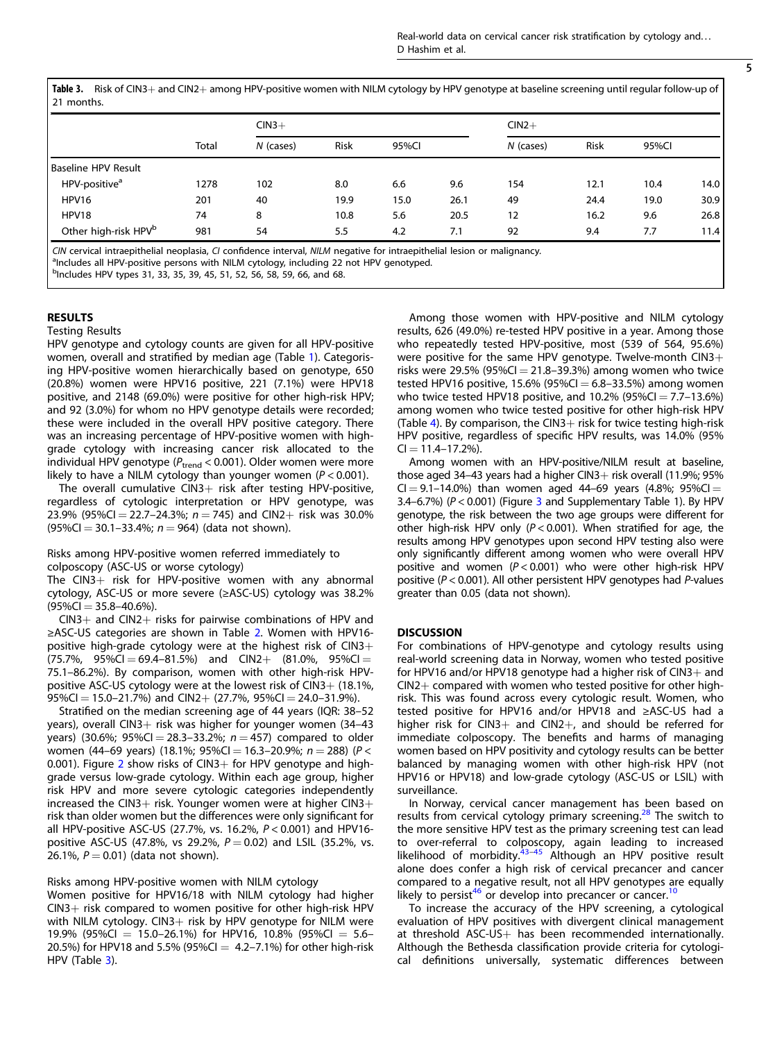**Table 3.** Risk of CIN3+ and CIN2+ among HPV-positive women with NILM cytology by HPV genotype at baseline screening until regular follow-up of 21 months.

| | Total | CIN3+ | | | | CIN2+ | | | |
|---|---|---|---|---|---|---|---|---|---|
| | | N (cases) | Risk | 95%CI | | N (cases) | Risk | 95%CI | |
| Baseline HPV Result | | | | | | | | | |
| HPV-positive[a] | 1278 | 102 | 8.0 | 6.6 | 9.6 | 154 | 12.1 | 10.4 | 14.0 |
| HPV16 | 201 | 40 | 19.9 | 15.0 | 26.1 | 49 | 24.4 | 19.0 | 30.9 |
| HPV18 | 74 | 8 | 10.8 | 5.6 | 20.5 | 12 | 16.2 | 9.6 | 26.8 |
| Other high-risk HPV[b] | 981 | 54 | 5.5 | 4.2 | 7.1 | 92 | 9.4 | 7.7 | 11.4 |

*CIN* cervical intraepithelial neoplasia, *CI* confidence interval, *NILM* negative for intraepithelial lesion or malignancy.
[a]Includes all HPV-positive persons with NILM cytology, including 22 not HPV genotyped.
[b]Includes HPV types 31, 33, 35, 39, 45, 51, 52, 56, 58, 59, 66, and 68.

## RESULTS

### Testing Results

HPV genotype and cytology counts are given for all HPV-positive women, overall and stratified by median age (Table 1). Categorising HPV-positive women hierarchically based on genotype, 650 (20.8%) women were HPV16 positive, 221 (7.1%) were HPV18 positive, and 2148 (69.0%) were positive for other high-risk HPV; and 92 (3.0%) for whom no HPV genotype details were recorded; these were included in the overall HPV positive category. There was an increasing percentage of HPV-positive women with high-grade cytology with increasing cancer risk allocated to the individual HPV genotype ($P_{trend} < 0.001$). Older women were more likely to have a NILM cytology than younger women ($P < 0.001$).

The overall cumulative CIN3+ risk after testing HPV-positive, regardless of cytologic interpretation or HPV genotype, was 23.9% (95%CI = 22.7–24.3%; $n = 745$) and CIN2+ risk was 30.0% (95%CI = 30.1–33.4%; $n = 964$) (data not shown).

### Risks among HPV-positive women referred immediately to colposcopy (ASC-US or worse cytology)

The CIN3+ risk for HPV-positive women with any abnormal cytology, ASC-US or more severe (≥ASC-US) cytology was 38.2% (95%CI = 35.8–40.6%).

CIN3+ and CIN2+ risks for pairwise combinations of HPV and ≥ASC-US categories are shown in Table 2. Women with HPV16-positive high-grade cytology were at the highest risk of CIN3+ (75.7%, 95%CI = 69.4–81.5%) and CIN2+ (81.0%, 95%CI = 75.1–86.2%). By comparison, women with other high-risk HPV-positive ASC-US cytology were at the lowest risk of CIN3+ (18.1%, 95%CI = 15.0–21.7%) and CIN2+ (27.7%, 95%CI = 24.0–31.9%).

Stratified on the median screening age of 44 years (IQR: 38–52 years), overall CIN3+ risk was higher for younger women (34–43 years) (30.6%; 95%CI = 28.3–33.2%; $n = 457$) compared to older women (44–69 years) (18.1%; 95%CI = 16.3–20.9%; $n = 288$) ($P < 0.001$). Figure 2 show risks of CIN3+ for HPV genotype and high-grade versus low-grade cytology. Within each age group, higher risk HPV and more severe cytologic categories independently increased the CIN3+ risk. Younger women were at higher CIN3+ risk than older women but the differences were only significant for all HPV-positive ASC-US (27.7%, vs. 16.2%, $P < 0.001$) and HPV16-positive ASC-US (47.8%, vs 29.2%, $P = 0.02$) and LSIL (35.2%, vs. 26.1%, $P = 0.01$) (data not shown).

### Risks among HPV-positive women with NILM cytology

Women positive for HPV16/18 with NILM cytology had higher CIN3+ risk compared to women positive for other high-risk HPV with NILM cytology. CIN3+ risk by HPV genotype for NILM were 19.9% (95%CI = 15.0–26.1%) for HPV16, 10.8% (95%CI = 5.6–20.5%) for HPV18 and 5.5% (95%CI = 4.2–7.1%) for other high-risk HPV (Table 3).

Among those women with HPV-positive and NILM cytology results, 626 (49.0%) re-tested HPV positive in a year. Among those who repeatedly tested HPV-positive, most (539 of 564, 95.6%) were positive for the same HPV genotype. Twelve-month CIN3+ risks were 29.5% (95%CI = 21.8–39.3%) among women who twice tested HPV16 positive, 15.6% (95%CI = 6.8–33.5%) among women who twice tested HPV18 positive, and 10.2% (95%CI = 7.7–13.6%) among women who twice tested positive for other high-risk HPV (Table 4). By comparison, the CIN3+ risk for twice testing high-risk HPV positive, regardless of specific HPV results, was 14.0% (95% CI = 11.4–17.2%).

Among women with an HPV-positive/NILM result at baseline, those aged 34–43 years had a higher CIN3+ risk overall (11.9%; 95% CI = 9.1–14.0%) than women aged 44–69 years (4.8%; 95%CI = 3.4–6.7%) ($P < 0.001$) (Figure 3 and Supplementary Table 1). By HPV genotype, the risk between the two age groups were different for other high-risk HPV only ($P < 0.001$). When stratified for age, the results among HPV genotypes upon second HPV testing also were only significantly different among women who were overall HPV positive and women ($P < 0.001$) who were other high-risk HPV positive ($P < 0.001$). All other persistent HPV genotypes had $P$-values greater than 0.05 (data not shown).

## DISCUSSION

For combinations of HPV-genotype and cytology results using real-world screening data in Norway, women who tested positive for HPV16 and/or HPV18 genotype had a higher risk of CIN3+ and CIN2+ compared with women who tested positive for other high-risk. This was found across every cytologic result. Women, who tested positive for HPV16 and/or HPV18 and ≥ASC-US had a higher risk for CIN3+ and CIN2+, and should be referred for immediate colposcopy. The benefits and harms of managing women based on HPV positivity and cytology results can be better balanced by managing women with other high-risk HPV (not HPV16 or HPV18) and low-grade cytology (ASC-US or LSIL) with surveillance.

In Norway, cervical cancer management has been based on results from cervical cytology primary screening.[28] The switch to the more sensitive HPV test as the primary screening test can lead to over-referral to colposcopy, again leading to increased likelihood of morbidity.[43–45] Although an HPV positive result alone does confer a high risk of cervical precancer and cancer compared to a negative result, not all HPV genotypes are equally likely to persist[46] or develop into precancer or cancer.[10]

To increase the accuracy of the HPV screening, a cytological evaluation of HPV positives with divergent clinical management at threshold ASC-US+ has been recommended internationally. Although the Bethesda classification provide criteria for cytological definitions universally, systematic differences between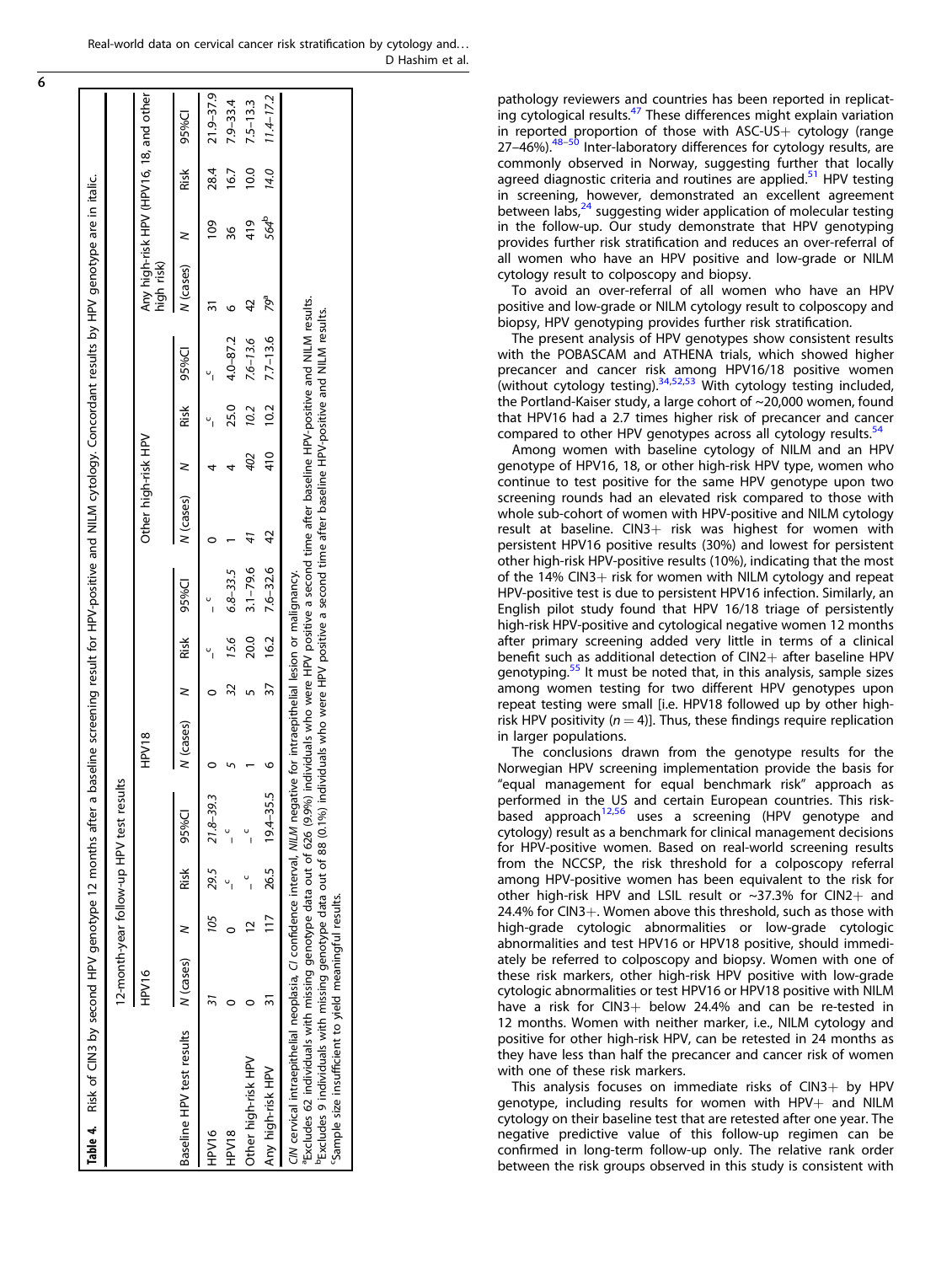**Table 4.** Risk of CIN3 by second HPV genotype 12 months after a baseline screening result for HPV-positive and NILM cytology. Concordant results by HPV genotype are in italic.

| | 12-month-year follow-up HPV test results | | | | | | | | | | | | | | | |
|---|---|---|---|---|---|---|---|---|---|---|---|---|---|---|---|---|
| | HPV16 | | | | HPV18 | | | | Other high-risk HPV | | | | Any high-risk HPV (HPV16, 18, and other high risk) | | | |
| Baseline HPV test results | N (cases) | N | Risk | 95%CI | N (cases) | N | Risk | 95%CI | N (cases) | N | Risk | 95%CI | N (cases) | N | Risk | 95%CI |
| HPV16 | *31* | *105* | *29.5* | *21.8–39.3* | 0 | 0 | –[c] | –[c] | 0 | 4 | –[c] | –[c] | 31 | 109 | 28.4 | 21.9–37.9 |
| HPV18 | 0 | 0 | –[c] | –[c] | *5* | *32* | *15.6* | *6.8–33.5* | 1 | 4 | 25.0 | 4.0–87.2 | 6 | 36 | 16.7 | 7.9–33.4 |
| Other high-risk HPV | 0 | 12 | –[c] | –[c] | 1 | 5 | 20.0 | 3.1–79.6 | *41* | *402* | *10.2* | *7.6–13.6* | 42 | 419 | 10.0 | 7.5–13.3 |
| Any high-risk HPV | 31 | 117 | 26.5 | 19.4–35.5 | 6 | 37 | 16.2 | 7.6–32.6 | 42 | 410 | 10.2 | 7.7–13.6 | *79*[a] | *564*[b] | *14.0* | *11.4–17.2* |

*CIN* cervical intraepithelial neoplasia, *CI* confidence interval, *NILM* negative for intraepithelial lesion or malignancy.
[a]Excludes 62 individuals with missing genotype data out of 626 (9.9%) individuals who were HPV positive a second time after baseline HPV-positive and NILM results.
[b]Excludes 9 individuals with missing genotype data out of 88 (0.1%) individuals who were HPV positive a second time after baseline HPV-positive and NILM results.
[c]Sample size insufficient to yield meaningful results.

pathology reviewers and countries has been reported in replicating cytological results.[47] These differences might explain variation in reported proportion of those with ASC-US+ cytology (range 27–46%).[48–50] Inter-laboratory differences for cytology results, are commonly observed in Norway, suggesting further that locally agreed diagnostic criteria and routines are applied.[51] HPV testing in screening, however, demonstrated an excellent agreement between labs,[24] suggesting wider application of molecular testing in the follow-up. Our study demonstrate that HPV genotyping provides further risk stratification and reduces an over-referral of all women who have an HPV positive and low-grade or NILM cytology result to colposcopy and biopsy.

To avoid an over-referral of all women who have an HPV positive and low-grade or NILM cytology result to colposcopy and biopsy, HPV genotyping provides further risk stratification.

The present analysis of HPV genotypes show consistent results with the POBASCAM and ATHENA trials, which showed higher precancer and cancer risk among HPV16/18 positive women (without cytology testing).[34,52,53] With cytology testing included, the Portland-Kaiser study, a large cohort of ~20,000 women, found that HPV16 had a 2.7 times higher risk of precancer and cancer compared to other HPV genotypes across all cytology results.[54]

Among women with baseline cytology of NILM and an HPV genotype of HPV16, 18, or other high-risk HPV type, women who continue to test positive for the same HPV genotype upon two screening rounds had an elevated risk compared to those with whole sub-cohort of women with HPV-positive and NILM cytology result at baseline. CIN3+ risk was highest for women with persistent HPV16 positive results (30%) and lowest for persistent other high-risk HPV-positive results (10%), indicating that the most of the 14% CIN3+ risk for women with NILM cytology and repeat HPV-positive test is due to persistent HPV16 infection. Similarly, an English pilot study found that HPV 16/18 triage of persistently high-risk HPV-positive and cytological negative women 12 months after primary screening added very little in terms of a clinical benefit such as additional detection of CIN2+ after baseline HPV genotyping.[55] It must be noted that, in this analysis, sample sizes among women testing for two different HPV genotypes upon repeat testing were small [i.e. HPV18 followed up by other high-risk HPV positivity ($n = 4$)]. Thus, these findings require replication in larger populations.

The conclusions drawn from the genotype results for the Norwegian HPV screening implementation provide the basis for "equal management for equal benchmark risk" approach as performed in the US and certain European countries. This risk-based approach[12,56] uses a screening (HPV genotype and cytology) result as a benchmark for clinical management decisions for HPV-positive women. Based on real-world screening results from the NCCSP, the risk threshold for a colposcopy referral among HPV-positive women has been equivalent to the risk for other high-risk HPV and LSIL result or ~37.3% for CIN2+ and 24.4% for CIN3+. Women above this threshold, such as those with high-grade cytologic abnormalities or low-grade cytologic abnormalities and test HPV16 or HPV18 positive, should immediately be referred to colposcopy and biopsy. Women with one of these risk markers, other high-risk HPV positive with low-grade cytologic abnormalities or test HPV16 or HPV18 positive with NILM have a risk for CIN3+ below 24.4% and can be re-tested in 12 months. Women with neither marker, i.e., NILM cytology and positive for other high-risk HPV, can be retested in 24 months as they have less than half the precancer and cancer risk of women with one of these risk markers.

This analysis focuses on immediate risks of CIN3+ by HPV genotype, including results for women with HPV+ and NILM cytology on their baseline test that are retested after one year. The negative predictive value of this follow-up regimen can be confirmed in long-term follow-up only. The relative rank order between the risk groups observed in this study is consistent with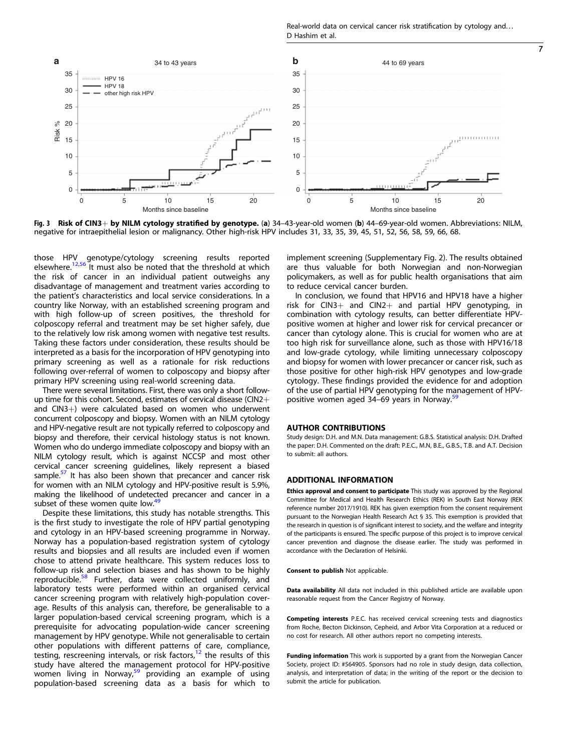**Fig. 3 Risk of CIN3+ by NILM cytology stratified by genotype.** (**a**) 34–43-year-old women (**b**) 44–69-year-old women. Abbreviations: NILM, negative for intraepithelial lesion or malignancy. Other high-risk HPV includes 31, 33, 35, 39, 45, 51, 52, 56, 58, 59, 66, 68.

those HPV genotype/cytology screening results reported elsewhere.[12,56] It must also be noted that the threshold at which the risk of cancer in an individual patient outweighs any disadvantage of management and treatment varies according to the patient's characteristics and local service considerations. In a country like Norway, with an established screening program and with high follow-up of screen positives, the threshold for colposcopy referral and treatment may be set higher safely, due to the relatively low risk among women with negative test results. Taking these factors under consideration, these results should be interpreted as a basis for the incorporation of HPV genotyping into primary screening as well as a rationale for risk reductions following over-referral of women to colposcopy and biopsy after primary HPV screening using real-world screening data.

There were several limitations. First, there was only a short follow-up time for this cohort. Second, estimates of cervical disease (CIN2+ and CIN3+) were calculated based on women who underwent concurrent colposcopy and biopsy. Women with an NILM cytology and HPV-negative result are not typically referred to colposcopy and biopsy and therefore, their cervical histology status is not known. Women who do undergo immediate colposcopy and biopsy with an NILM cytology result, which is against NCCSP and most other cervical cancer screening guidelines, likely represent a biased sample.[57] It has also been shown that precancer and cancer risk for women with an NILM cytology and HPV-positive result is 5.9%, making the likelihood of undetected precancer and cancer in a subset of these women quite low.[49]

Despite these limitations, this study has notable strengths. This is the first study to investigate the role of HPV partial genotyping and cytology in an HPV-based screening programme in Norway. Norway has a population-based registration system of cytology results and biopsies and all results are included even if women chose to attend private healthcare. This system reduces loss to follow-up risk and selection biases and has shown to be highly reproducible.[58] Further, data were collected uniformly, and laboratory tests were performed within an organised cervical cancer screening program with relatively high-population coverage. Results of this analysis can, therefore, be generalisable to a larger population-based cervical screening program, which is a prerequisite for advocating population-wide cancer screening management by HPV genotype. While not generalisable to certain other populations with different patterns of care, compliance, testing, rescreening intervals, or risk factors,[12] the results of this study have altered the management protocol for HPV-positive women living in Norway,[59] providing an example of using population-based screening data as a basis for which to implement screening (Supplementary Fig. 2). The results obtained are thus valuable for both Norwegian and non-Norwegian policymakers, as well as for public health organisations that aim to reduce cervical cancer burden.

In conclusion, we found that HPV16 and HPV18 have a higher risk for CIN3+ and CIN2+ and partial HPV genotyping, in combination with cytology results, can better differentiate HPV-positive women at higher and lower risk for cervical precancer or cancer than cytology alone. This is crucial for women who are at too high risk for surveillance alone, such as those with HPV16/18 and low-grade cytology, while limiting unnecessary colposcopy and biopsy for women with lower precancer or cancer risk, such as those positive for other high-risk HPV genotypes and low-grade cytology. These findings provided the evidence for and adoption of the use of partial HPV genotyping for the management of HPV-positive women aged 34–69 years in Norway.[59]

## AUTHOR CONTRIBUTIONS

Study design: D.H. and M.N. Data management: G.B.S. Statistical analysis: D.H. Drafted the paper: D.H. Commented on the draft: P.E.C., M.N, B.E., G.B.S., T.B. and A.T. Decision to submit: all authors.

## ADDITIONAL INFORMATION

**Ethics approval and consent to participate** This study was approved by the Regional Committee for Medical and Health Research Ethics (REK) in South East Norway (REK reference number 2017/1910). REK has given exemption from the consent requirement pursuant to the Norwegian Health Research Act § 35. This exemption is provided that the research in question is of significant interest to society, and the welfare and integrity of the participants is ensured. The specific purpose of this project is to improve cervical cancer prevention and diagnose the disease earlier. The study was performed in accordance with the Declaration of Helsinki.

**Consent to publish** Not applicable.

**Data availability** All data not included in this published article are available upon reasonable request from the Cancer Registry of Norway.

**Competing interests** P.E.C. has received cervical screening tests and diagnostics from Roche, Becton Dickinson, Cepheid, and Arbor Vita Corporation at a reduced or no cost for research. All other authors report no competing interests.

**Funding information** This work is supported by a grant from the Norwegian Cancer Society, project ID: #564905. Sponsors had no role in study design, data collection, analysis, and interpretation of data; in the writing of the report or the decision to submit the article for publication.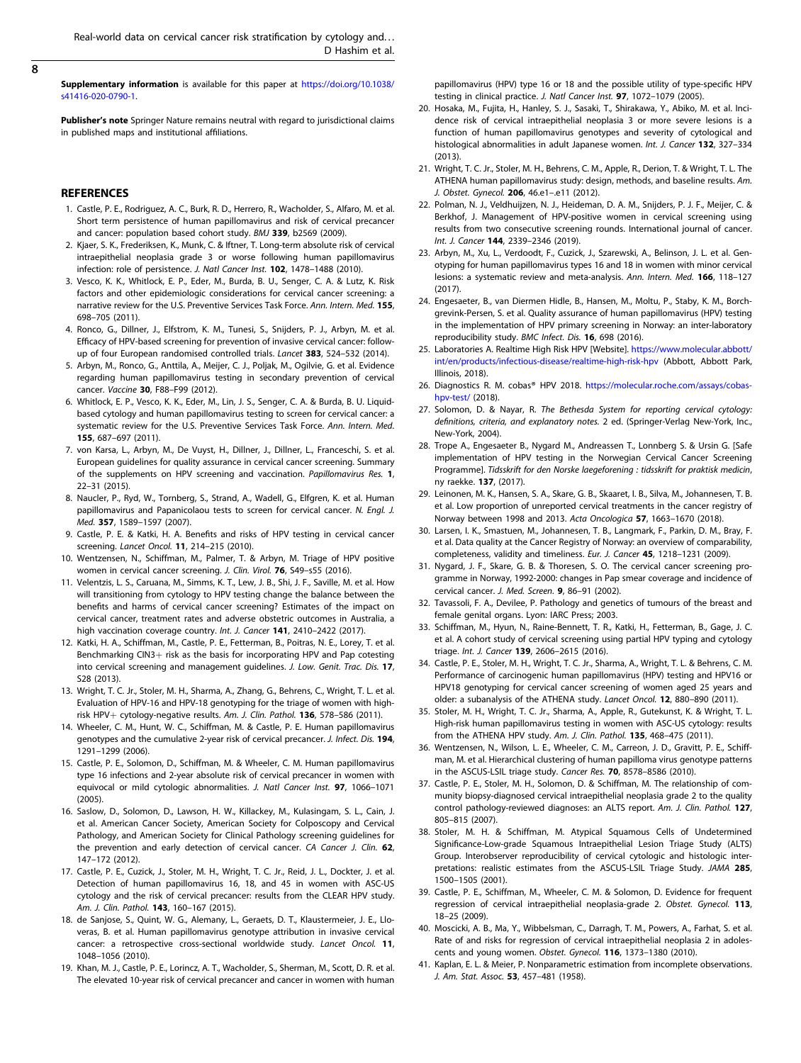**Supplementary information** is available for this paper at https://doi.org/10.1038/s41416-020-0790-1.

**Publisher's note** Springer Nature remains neutral with regard to jurisdictional claims in published maps and institutional affiliations.

## REFERENCES

1. Castle, P. E., Rodriguez, A. C., Burk, R. D., Herrero, R., Wacholder, S., Alfaro, M. et al. Short term persistence of human papillomavirus and risk of cervical precancer and cancer: population based cohort study. *BMJ* **339**, b2569 (2009).
2. Kjaer, S. K., Frederiksen, K., Munk, C. & Iftner, T. Long-term absolute risk of cervical intraepithelial neoplasia grade 3 or worse following human papillomavirus infection: role of persistence. *J. Natl Cancer Inst.* **102**, 1478–1488 (2010).
3. Vesco, K. K., Whitlock, E. P., Eder, M., Burda, B. U., Senger, C. A. & Lutz, K. Risk factors and other epidemiologic considerations for cervical cancer screening: a narrative review for the U.S. Preventive Services Task Force. *Ann. Intern. Med.* **155**, 698–705 (2011).
4. Ronco, G., Dillner, J., Elfstrom, K. M., Tunesi, S., Snijders, P. J., Arbyn, M. et al. Efficacy of HPV-based screening for prevention of invasive cervical cancer: follow-up of four European randomised controlled trials. *Lancet* **383**, 524–532 (2014).
5. Arbyn, M., Ronco, G., Anttila, A., Meijer, C. J., Poljak, M., Ogilvie, G. et al. Evidence regarding human papillomavirus testing in secondary prevention of cervical cancer. *Vaccine* **30**, F88–F99 (2012).
6. Whitlock, E. P., Vesco, K. K., Eder, M., Lin, J. S., Senger, C. A. & Burda, B. U. Liquid-based cytology and human papillomavirus testing to screen for cervical cancer: a systematic review for the U.S. Preventive Services Task Force. *Ann. Intern. Med.* **155**, 687–697 (2011).
7. von Karsa, L., Arbyn, M., De Vuyst, H., Dillner, J., Dillner, L., Franceschi, S. et al. European guidelines for quality assurance in cervical cancer screening. Summary of the supplements on HPV screening and vaccination. *Papillomavirus Res.* **1**, 22–31 (2015).
8. Naucler, P., Ryd, W., Tornberg, S., Strand, A., Wadell, G., Elfgren, K. et al. Human papillomavirus and Papanicolaou tests to screen for cervical cancer. *N. Engl. J. Med.* **357**, 1589–1597 (2007).
9. Castle, P. E. & Katki, H. A. Benefits and risks of HPV testing in cervical cancer screening. *Lancet Oncol.* **11**, 214–215 (2010).
10. Wentzensen, N., Schiffman, M., Palmer, T. & Arbyn, M. Triage of HPV positive women in cervical cancer screening. *J. Clin. Virol.* **76**, S49–s55 (2016).
11. Velentzis, L. S., Caruana, M., Simms, K. T., Lew, J. B., Shi, J. F., Saville, M. et al. How will transitioning from cytology to HPV testing change the balance between the benefits and harms of cervical cancer screening? Estimates of the impact on cervical cancer, treatment rates and adverse obstetric outcomes in Australia, a high vaccination coverage country. *Int. J. Cancer* **141**, 2410–2422 (2017).
12. Katki, H. A., Schiffman, M., Castle, P. E., Fetterman, B., Poitras, N. E., Lorey, T. et al. Benchmarking CIN3+ risk as the basis for incorporating HPV and Pap cotesting into cervical screening and management guidelines. *J. Low. Genit. Trac. Dis.* **17**, S28 (2013).
13. Wright, T. C. Jr., Stoler, M. H., Sharma, A., Zhang, G., Behrens, C., Wright, T. L. et al. Evaluation of HPV-16 and HPV-18 genotyping for the triage of women with high-risk HPV+ cytology-negative results. *Am. J. Clin. Pathol.* **136**, 578–586 (2011).
14. Wheeler, C. M., Hunt, W. C., Schiffman, M. & Castle, P. E. Human papillomavirus genotypes and the cumulative 2-year risk of cervical precancer. *J. Infect. Dis.* **194**, 1291–1299 (2006).
15. Castle, P. E., Solomon, D., Schiffman, M. & Wheeler, C. M. Human papillomavirus type 16 infections and 2-year absolute risk of cervical precancer in women with equivocal or mild cytologic abnormalities. *J. Natl Cancer Inst.* **97**, 1066–1071 (2005).
16. Saslow, D., Solomon, D., Lawson, H. W., Killackey, M., Kulasingam, S. L., Cain, J. et al. American Cancer Society, American Society for Colposcopy and Cervical Pathology, and American Society for Clinical Pathology screening guidelines for the prevention and early detection of cervical cancer. *CA Cancer J. Clin.* **62**, 147–172 (2012).
17. Castle, P. E., Cuzick, J., Stoler, M. H., Wright, T. C. Jr., Reid, J. L., Dockter, J. et al. Detection of human papillomavirus 16, 18, and 45 in women with ASC-US cytology and the risk of cervical precancer: results from the CLEAR HPV study. *Am. J. Clin. Pathol.* **143**, 160–167 (2015).
18. de Sanjose, S., Quint, W. G., Alemany, L., Geraets, D. T., Klaustermeier, J. E., Lloveras, B. et al. Human papillomavirus genotype attribution in invasive cervical cancer: a retrospective cross-sectional worldwide study. *Lancet Oncol.* **11**, 1048–1056 (2010).
19. Khan, M. J., Castle, P. E., Lorincz, A. T., Wacholder, S., Sherman, M., Scott, D. R. et al. The elevated 10-year risk of cervical precancer and cancer in women with human papillomavirus (HPV) type 16 or 18 and the possible utility of type-specific HPV testing in clinical practice. *J. Natl Cancer Inst.* **97**, 1072–1079 (2005).
20. Hosaka, M., Fujita, H., Hanley, S. J., Sasaki, T., Shirakawa, Y., Abiko, M. et al. Incidence risk of cervical intraepithelial neoplasia 3 or more severe lesions is a function of human papillomavirus genotypes and severity of cytological and histological abnormalities in adult Japanese women. *Int. J. Cancer* **132**, 327–334 (2013).
21. Wright, T. C. Jr., Stoler, M. H., Behrens, C. M., Apple, R., Derion, T. & Wright, T. L. The ATHENA human papillomavirus study: design, methods, and baseline results. *Am. J. Obstet. Gynecol.* **206**, 46.e1–.e11 (2012).
22. Polman, N. J., Veldhuijzen, N. J., Heideman, D. A. M., Snijders, P. J. F., Meijer, C. & Berkhof, J. Management of HPV-positive women in cervical screening using results from two consecutive screening rounds. International journal of cancer. *Int. J. Cancer* **144**, 2339–2346 (2019).
23. Arbyn, M., Xu, L., Verdoodt, F., Cuzick, J., Szarewski, A., Belinson, J. L. et al. Genotyping for human papillomavirus types 16 and 18 in women with minor cervical lesions: a systematic review and meta-analysis. *Ann. Intern. Med.* **166**, 118–127 (2017).
24. Engesaeter, B., van Diermen Hidle, B., Hansen, M., Moltu, P., Staby, K. M., Borchgrevink-Persen, S. et al. Quality assurance of human papillomavirus (HPV) testing in the implementation of HPV primary screening in Norway: an inter-laboratory reproducibility study. *BMC Infect. Dis.* **16**, 698 (2016).
25. Laboratories A. Realtime High Risk HPV [Website]. https://www.molecular.abbott/int/en/products/infectious-disease/realtime-high-risk-hpv (Abbott, Abbott Park, Illinois, 2018).
26. Diagnostics R. M. cobas® HPV 2018. https://molecular.roche.com/assays/cobas-hpv-test/ (2018).
27. Solomon, D. & Nayar, R. *The Bethesda System for reporting cervical cytology: definitions, criteria, and explanatory notes.* 2 ed. (Springer-Verlag New-York, Inc., New-York, 2004).
28. Trope A., Engesaeter B., Nygard M., Andreassen T., Lonnberg S. & Ursin G. [Safe implementation of HPV testing in the Norwegian Cervical Cancer Screening Programme]. *Tidsskrift for den Norske laegeforening : tidsskrift for praktisk medicin*, ny raekke. **137**, (2017).
29. Leinonen, M. K., Hansen, S. A., Skare, G. B., Skaaret, I. B., Silva, M., Johannesen, T. B. et al. Low proportion of unreported cervical treatments in the cancer registry of Norway between 1998 and 2013. *Acta Oncologica* **57**, 1663–1670 (2018).
30. Larsen, I. K., Smastuen, M., Johannesen, T. B., Langmark, F., Parkin, D. M., Bray, F. et al. Data quality at the Cancer Registry of Norway: an overview of comparability, completeness, validity and timeliness. *Eur. J. Cancer* **45**, 1218–1231 (2009).
31. Nygard, J. F., Skare, G. B. & Thoresen, S. O. The cervical cancer screening programme in Norway, 1992-2000: changes in Pap smear coverage and incidence of cervical cancer. *J. Med. Screen.* **9**, 86–91 (2002).
32. Tavassoli, F. A., Devilee, P. Pathology and genetics of tumours of the breast and female genital organs. Lyon: IARC Press; 2003.
33. Schiffman, M., Hyun, N., Raine-Bennett, T. R., Katki, H., Fetterman, B., Gage, J. C. et al. A cohort study of cervical screening using partial HPV typing and cytology triage. *Int. J. Cancer* **139**, 2606–2615 (2016).
34. Castle, P. E., Stoler, M. H., Wright, T. C. Jr., Sharma, A., Wright, T. L. & Behrens, C. M. Performance of carcinogenic human papillomavirus (HPV) testing and HPV16 or HPV18 genotyping for cervical cancer screening of women aged 25 years and older: a subanalysis of the ATHENA study. *Lancet Oncol.* **12**, 880–890 (2011).
35. Stoler, M. H., Wright, T. C. Jr., Sharma, A., Apple, R., Gutekunst, K. & Wright, T. L. High-risk human papillomavirus testing in women with ASC-US cytology: results from the ATHENA HPV study. *Am. J. Clin. Pathol.* **135**, 468–475 (2011).
36. Wentzensen, N., Wilson, L. E., Wheeler, C. M., Carreon, J. D., Gravitt, P. E., Schiffman, M. et al. Hierarchical clustering of human papilloma virus genotype patterns in the ASCUS-LSIL triage study. *Cancer Res.* **70**, 8578–8586 (2010).
37. Castle, P. E., Stoler, M. H., Solomon, D. & Schiffman, M. The relationship of community biopsy-diagnosed cervical intraepithelial neoplasia grade 2 to the quality control pathology-reviewed diagnoses: an ALTS report. *Am. J. Clin. Pathol.* **127**, 805–815 (2007).
38. Stoler, M. H. & Schiffman, M. Atypical Squamous Cells of Undetermined Significance-Low-grade Squamous Intraepithelial Lesion Triage Study (ALTS) Group. Interobserver reproducibility of cervical cytologic and histologic interpretations: realistic estimates from the ASCUS-LSIL Triage Study. *JAMA* **285**, 1500–1505 (2001).
39. Castle, P. E., Schiffman, M., Wheeler, C. M. & Solomon, D. Evidence for frequent regression of cervical intraepithelial neoplasia-grade 2. *Obstet. Gynecol.* **113**, 18–25 (2009).
40. Moscicki, A. B., Ma, Y., Wibbelsman, C., Darragh, T. M., Powers, A., Farhat, S. et al. Rate of and risks for regression of cervical intraepithelial neoplasia 2 in adolescents and young women. *Obstet. Gynecol.* **116**, 1373–1380 (2010).
41. Kaplan, E. L. & Meier, P. Nonparametric estimation from incomplete observations. *J. Am. Stat. Assoc.* **53**, 457–481 (1958).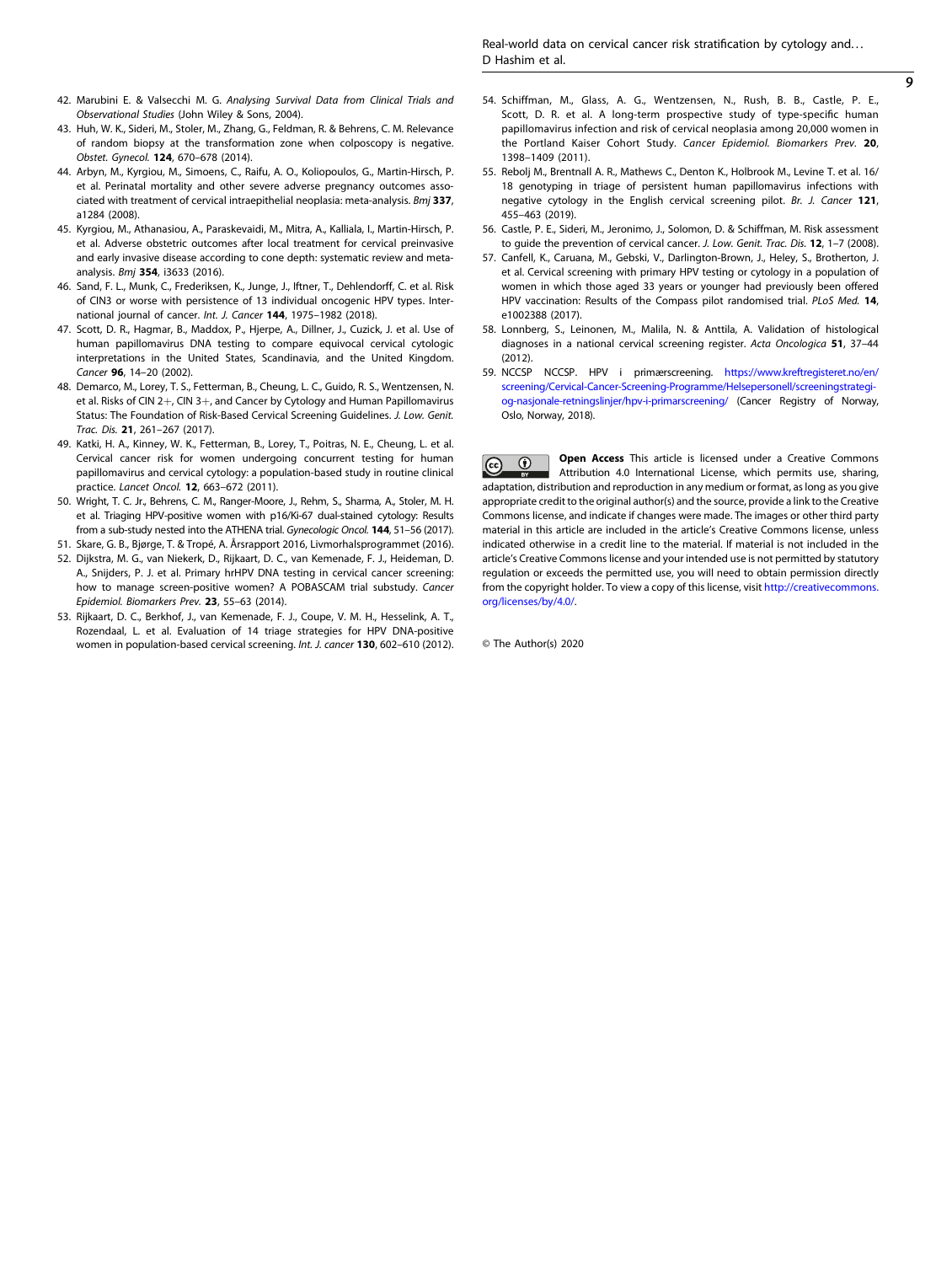42. Marubini E. & Valsecchi M. G. *Analysing Survival Data from Clinical Trials and Observational Studies* (John Wiley & Sons, 2004).
43. Huh, W. K., Sideri, M., Stoler, M., Zhang, G., Feldman, R. & Behrens, C. M. Relevance of random biopsy at the transformation zone when colposcopy is negative. *Obstet. Gynecol.* **124**, 670–678 (2014).
44. Arbyn, M., Kyrgiou, M., Simoens, C., Raifu, A. O., Koliopoulos, G., Martin-Hirsch, P. et al. Perinatal mortality and other severe adverse pregnancy outcomes associated with treatment of cervical intraepithelial neoplasia: meta-analysis. *Bmj* **337**, a1284 (2008).
45. Kyrgiou, M., Athanasiou, A., Paraskevaidi, M., Mitra, A., Kalliala, I., Martin-Hirsch, P. et al. Adverse obstetric outcomes after local treatment for cervical preinvasive and early invasive disease according to cone depth: systematic review and meta-analysis. *Bmj* **354**, i3633 (2016).
46. Sand, F. L., Munk, C., Frederiksen, K., Junge, J., Iftner, T., Dehlendorff, C. et al. Risk of CIN3 or worse with persistence of 13 individual oncogenic HPV types. International journal of cancer. *Int. J. Cancer* **144**, 1975–1982 (2018).
47. Scott, D. R., Hagmar, B., Maddox, P., Hjerpe, A., Dillner, J., Cuzick, J. et al. Use of human papillomavirus DNA testing to compare equivocal cervical cytologic interpretations in the United States, Scandinavia, and the United Kingdom. *Cancer* **96**, 14–20 (2002).
48. Demarco, M., Lorey, T. S., Fetterman, B., Cheung, L. C., Guido, R. S., Wentzensen, N. et al. Risks of CIN 2+, CIN 3+, and Cancer by Cytology and Human Papillomavirus Status: The Foundation of Risk-Based Cervical Screening Guidelines. *J. Low. Genit. Trac. Dis.* **21**, 261–267 (2017).
49. Katki, H. A., Kinney, W. K., Fetterman, B., Lorey, T., Poitras, N. E., Cheung, L. et al. Cervical cancer risk for women undergoing concurrent testing for human papillomavirus and cervical cytology: a population-based study in routine clinical practice. *Lancet Oncol.* **12**, 663–672 (2011).
50. Wright, T. C. Jr., Behrens, C. M., Ranger-Moore, J., Rehm, S., Sharma, A., Stoler, M. H. et al. Triaging HPV-positive women with p16/Ki-67 dual-stained cytology: Results from a sub-study nested into the ATHENA trial. *Gynecologic Oncol.* **144**, 51–56 (2017).
51. Skare, G. B., Bjørge, T. & Tropé, A. Årsrapport 2016, Livmorhalsprogrammet (2016).
52. Dijkstra, M. G., van Niekerk, D., Rijkaart, D. C., van Kemenade, F. J., Heideman, D. A., Snijders, P. J. et al. Primary hrHPV DNA testing in cervical cancer screening: how to manage screen-positive women? A POBASCAM trial substudy. *Cancer Epidemiol. Biomarkers Prev.* **23**, 55–63 (2014).
53. Rijkaart, D. C., Berkhof, J., van Kemenade, F. J., Coupe, V. M. H., Hesselink, A. T., Rozendaal, L. et al. Evaluation of 14 triage strategies for HPV DNA-positive women in population-based cervical screening. *Int. J. cancer* **130**, 602–610 (2012).
54. Schiffman, M., Glass, A. G., Wentzensen, N., Rush, B. B., Castle, P. E., Scott, D. R. et al. A long-term prospective study of type-specific human papillomavirus infection and risk of cervical neoplasia among 20,000 women in the Portland Kaiser Cohort Study. *Cancer Epidemiol. Biomarkers Prev.* **20**, 1398–1409 (2011).
55. Rebolj M., Brentnall A. R., Mathews C., Denton K., Holbrook M., Levine T. et al. 16/18 genotyping in triage of persistent human papillomavirus infections with negative cytology in the English cervical screening pilot. *Br. J. Cancer* **121**, 455–463 (2019).
56. Castle, P. E., Sideri, M., Jeronimo, J., Solomon, D. & Schiffman, M. Risk assessment to guide the prevention of cervical cancer. *J. Low. Genit. Trac. Dis.* **12**, 1–7 (2008).
57. Canfell, K., Caruana, M., Gebski, V., Darlington-Brown, J., Heley, S., Brotherton, J. et al. Cervical screening with primary HPV testing or cytology in a population of women in which those aged 33 years or younger had previously been offered HPV vaccination: Results of the Compass pilot randomised trial. *PLoS Med.* **14**, e1002388 (2017).
58. Lonnberg, S., Leinonen, M., Malila, N. & Anttila, A. Validation of histological diagnoses in a national cervical screening register. *Acta Oncologica* **51**, 37–44 (2012).
59. NCCSP NCCSP. HPV i primærscreening. https://www.kreftregisteret.no/en/screening/Cervical-Cancer-Screening-Programme/Helsepersonell/screeningstrategi-og-nasjonale-retningslinjer/hpv-i-primarscreening/ (Cancer Registry of Norway, Oslo, Norway, 2018).

**Open Access** This article is licensed under a Creative Commons Attribution 4.0 International License, which permits use, sharing, adaptation, distribution and reproduction in any medium or format, as long as you give appropriate credit to the original author(s) and the source, provide a link to the Creative Commons license, and indicate if changes were made. The images or other third party material in this article are included in the article's Creative Commons license, unless indicated otherwise in a credit line to the material. If material is not included in the article's Creative Commons license and your intended use is not permitted by statutory regulation or exceeds the permitted use, you will need to obtain permission directly from the copyright holder. To view a copy of this license, visit http://creativecommons.org/licenses/by/4.0/.

© The Author(s) 2020